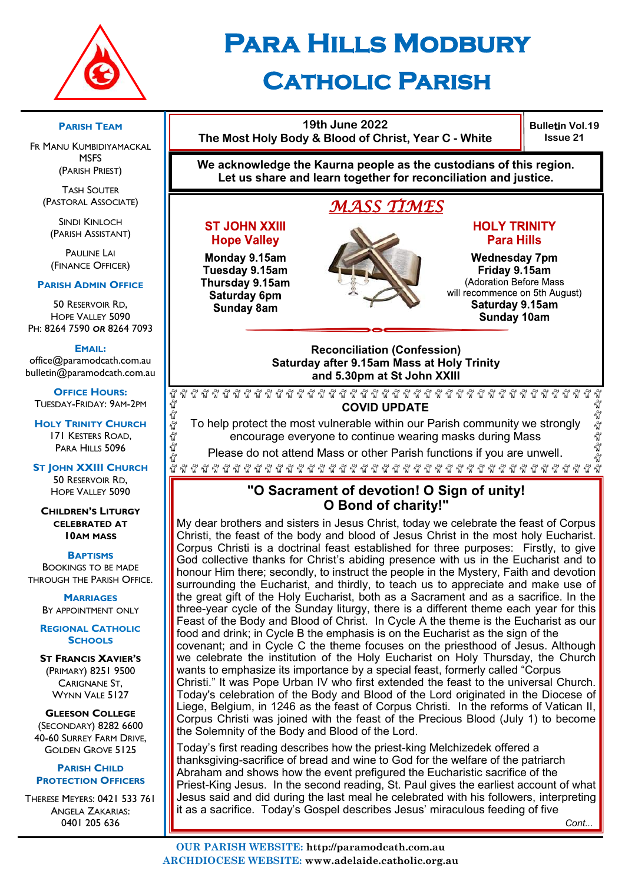# Para Hills Modbury Catholic Parish

## Parish Team

Fr Manu Kumbidiyamackal MSFS
(Parish Priest)

Tash Souter
(Pastoral Associate)

Sindi Kinloch
(Parish Assistant)

Pauline Lai
(Finance Officer)

**Parish Admin Office**

50 Reservoir Rd,
Hope Valley 5090
Ph: 8264 7590 or 8264 7093

**Email:**
office@paramodcath.com.au
bulletin@paramodcath.com.au

**Office Hours:**
Tuesday-Friday: 9am-2pm

**Holy Trinity Church**
171 Kesters Road,
Para Hills 5096

**St John XXIII Church**
50 Reservoir Rd,
Hope Valley 5090

**Children's Liturgy celebrated at 10am Mass**

**Baptisms**
Bookings to be made through the Parish Office.

**Marriages**
By appointment only

**Regional Catholic Schools**

**St Francis Xavier's**
(Primary) 8251 9500
Carignane St,
Wynn Vale 5127

**Gleeson College**
(Secondary) 8282 6600
40-60 Surrey Farm Drive,
Golden Grove 5125

**Parish Child Protection Officers**

Therese Meyers: 0421 533 761
Angela Zakarias:
0401 205 636

---

**19th June 2022**
**The Most Holy Body & Blood of Christ, Year C - White**

**Bulletin Vol.19 Issue 21**

**We acknowledge the Kaurna people as the custodians of this region. Let us share and learn together for reconciliation and justice.**

## *MASS TIMES*

**ST JOHN XXIII**
**Hope Valley**

**Monday 9.15am**
**Tuesday 9.15am**
**Thursday 9.15am**
**Saturday 6pm**
**Sunday 8am**

**HOLY TRINITY**
**Para Hills**

**Wednesday 7pm**
**Friday 9.15am**
(Adoration Before Mass will recommence on 5th August)
**Saturday 9.15am**
**Sunday 10am**

**Reconciliation (Confession)**
**Saturday after 9.15am Mass at Holy Trinity and 5.30pm at St John XXIII**

**COVID UPDATE**

To help protect the most vulnerable within our Parish community we strongly encourage everyone to continue wearing masks during Mass

Please do not attend Mass or other Parish functions if you are unwell.

## "O Sacrament of devotion! O Sign of unity! O Bond of charity!"

My dear brothers and sisters in Jesus Christ, today we celebrate the feast of Corpus Christi, the feast of the body and blood of Jesus Christ in the most holy Eucharist. Corpus Christi is a doctrinal feast established for three purposes: Firstly, to give God collective thanks for Christ's abiding presence with us in the Eucharist and to honour Him there; secondly, to instruct the people in the Mystery, Faith and devotion surrounding the Eucharist, and thirdly, to teach us to appreciate and make use of the great gift of the Holy Eucharist, both as a Sacrament and as a sacrifice. In the three-year cycle of the Sunday liturgy, there is a different theme each year for this Feast of the Body and Blood of Christ. In Cycle A the theme is the Eucharist as our food and drink; in Cycle B the emphasis is on the Eucharist as the sign of the covenant; and in Cycle C the theme focuses on the priesthood of Jesus. Although we celebrate the institution of the Holy Eucharist on Holy Thursday, the Church wants to emphasize its importance by a special feast, formerly called "Corpus Christi." It was Pope Urban IV who first extended the feast to the universal Church. Today's celebration of the Body and Blood of the Lord originated in the Diocese of Liege, Belgium, in 1246 as the feast of Corpus Christi. In the reforms of Vatican II, Corpus Christi was joined with the feast of the Precious Blood (July 1) to become the Solemnity of the Body and Blood of the Lord.

Today's first reading describes how the priest-king Melchizedek offered a thanksgiving-sacrifice of bread and wine to God for the welfare of the patriarch Abraham and shows how the event prefigured the Eucharistic sacrifice of the Priest-King Jesus. In the second reading, St. Paul gives the earliest account of what Jesus said and did during the last meal he celebrated with his followers, interpreting it as a sacrifice. Today's Gospel describes Jesus' miraculous feeding of five

*Cont...*

**OUR PARISH WEBSITE:** http://paramodcath.com.au
**ARCHDIOCESE WEBSITE:** www.adelaide.catholic.org.au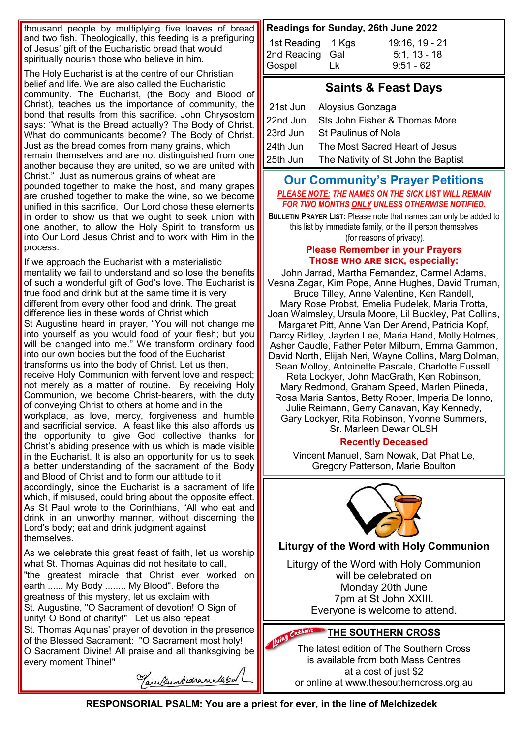thousand people by multiplying five loaves of bread and two fish. Theologically, this feeding is a prefiguring of Jesus' gift of the Eucharistic bread that would spiritually nourish those who believe in him.

The Holy Eucharist is at the centre of our Christian belief and life. We are also called the Eucharistic community. The Eucharist, (the Body and Blood of Christ), teaches us the importance of community, the bond that results from this sacrifice. John Chrysostom says: "What is the Bread actually? The Body of Christ. What do communicants become? The Body of Christ. Just as the bread comes from many grains, which remain themselves and are not distinguished from one another because they are united, so we are united with Christ." Just as numerous grains of wheat are pounded together to make the host, and many grapes are crushed together to make the wine, so we become unified in this sacrifice. Our Lord chose these elements in order to show us that we ought to seek union with one another, to allow the Holy Spirit to transform us into Our Lord Jesus Christ and to work with Him in the process.

If we approach the Eucharist with a materialistic mentality we fail to understand and so lose the benefits of such a wonderful gift of God's love. The Eucharist is true food and drink but at the same time it is very different from every other food and drink. The great difference lies in these words of Christ which St Augustine heard in prayer, "You will not change me into yourself as you would food of your flesh; but you will be changed into me." We transform ordinary food into our own bodies but the food of the Eucharist transforms us into the body of Christ. Let us then, receive Holy Communion with fervent love and respect; not merely as a matter of routine. By receiving Holy Communion, we become Christ-bearers, with the duty of conveying Christ to others at home and in the workplace, as love, mercy, forgiveness and humble and sacrificial service. A feast like this also affords us the opportunity to give God collective thanks for Christ's abiding presence with us which is made visible in the Eucharist. It is also an opportunity for us to seek a better understanding of the sacrament of the Body and Blood of Christ and to form our attitude to it accordingly, since the Eucharist is a sacrament of life which, if misused, could bring about the opposite effect. As St Paul wrote to the Corinthians, "All who eat and drink in an unworthy manner, without discerning the Lord's body; eat and drink judgment against themselves.

As we celebrate this great feast of faith, let us worship what St. Thomas Aquinas did not hesitate to call, "the greatest miracle that Christ ever worked on earth ...... My Body ........ My Blood". Before the greatness of this mystery, let us exclaim with St. Augustine, "O Sacrament of devotion! O Sign of unity! O Bond of charity!" Let us also repeat St. Thomas Aquinas' prayer of devotion in the presence of the Blessed Sacrament: "O Sacrament most holy! O Sacrament Divine! All praise and all thanksgiving be every moment Thine!"

*(signature)*

## Readings for Sunday, 26th June 2022

| | | |
|---|---|---|
| 1st Reading | 1 Kgs | 19:16, 19 - 21 |
| 2nd Reading | Gal | 5:1, 13 - 18 |
| Gospel | Lk | 9:51 - 62 |

## Saints & Feast Days

| | |
|---|---|
| 21st Jun | Aloysius Gonzaga |
| 22nd Jun | Sts John Fisher & Thomas More |
| 23rd Jun | St Paulinus of Nola |
| 24th Jun | The Most Sacred Heart of Jesus |
| 25th Jun | The Nativity of St John the Baptist |

## Our Community's Prayer Petitions

***PLEASE NOTE:* THE NAMES ON THE SICK LIST WILL REMAIN FOR TWO MONTHS *ONLY* UNLESS OTHERWISE NOTIFIED.**

**BULLETIN PRAYER LIST:** Please note that names can only be added to this list by immediate family, or the ill person themselves (for reasons of privacy).

**Please Remember in your Prayers**
**Those who are sick, especially:**

John Jarrad, Martha Fernandez, Carmel Adams, Vesna Zagar, Kim Pope, Anne Hughes, David Truman, Bruce Tilley, Anne Valentine, Ken Randell, Mary Rose Probst, Emelia Pudelek, Maria Trotta, Joan Walmsley, Ursula Moore, Lil Buckley, Pat Collins, Margaret Pitt, Anne Van Der Arend, Patricia Kopf, Darcy Ridley, Jayden Lee, Maria Hand, Molly Holmes, Asher Caudle, Father Peter Milburn, Emma Gammon, David North, Elijah Neri, Wayne Collins, Marg Dolman, Sean Molloy, Antoinette Pascale, Charlotte Fussell, Reta Lockyer, John MacGrath, Ken Robinson, Mary Redmond, Graham Speed, Marlen Piineda, Rosa Maria Santos, Betty Roper, Imperia De Ionno, Julie Reimann, Gerry Canavan, Kay Kennedy, Gary Lockyer, Rita Robinson, Yvonne Summers, Sr. Marleen Dewar OLSH

**Recently Deceased**

Vincent Manuel, Sam Nowak, Dat Phat Le, Gregory Patterson, Marie Boulton

### Liturgy of the Word with Holy Communion

Liturgy of the Word with Holy Communion will be celebrated on Monday 20th June 7pm at St John XXIII. Everyone is welcome to attend.

### THE SOUTHERN CROSS

The latest edition of The Southern Cross is available from both Mass Centres at a cost of just $2 or online at www.thesoutherncross.org.au

**RESPONSORIAL PSALM: You are a priest for ever, in the line of Melchizedek**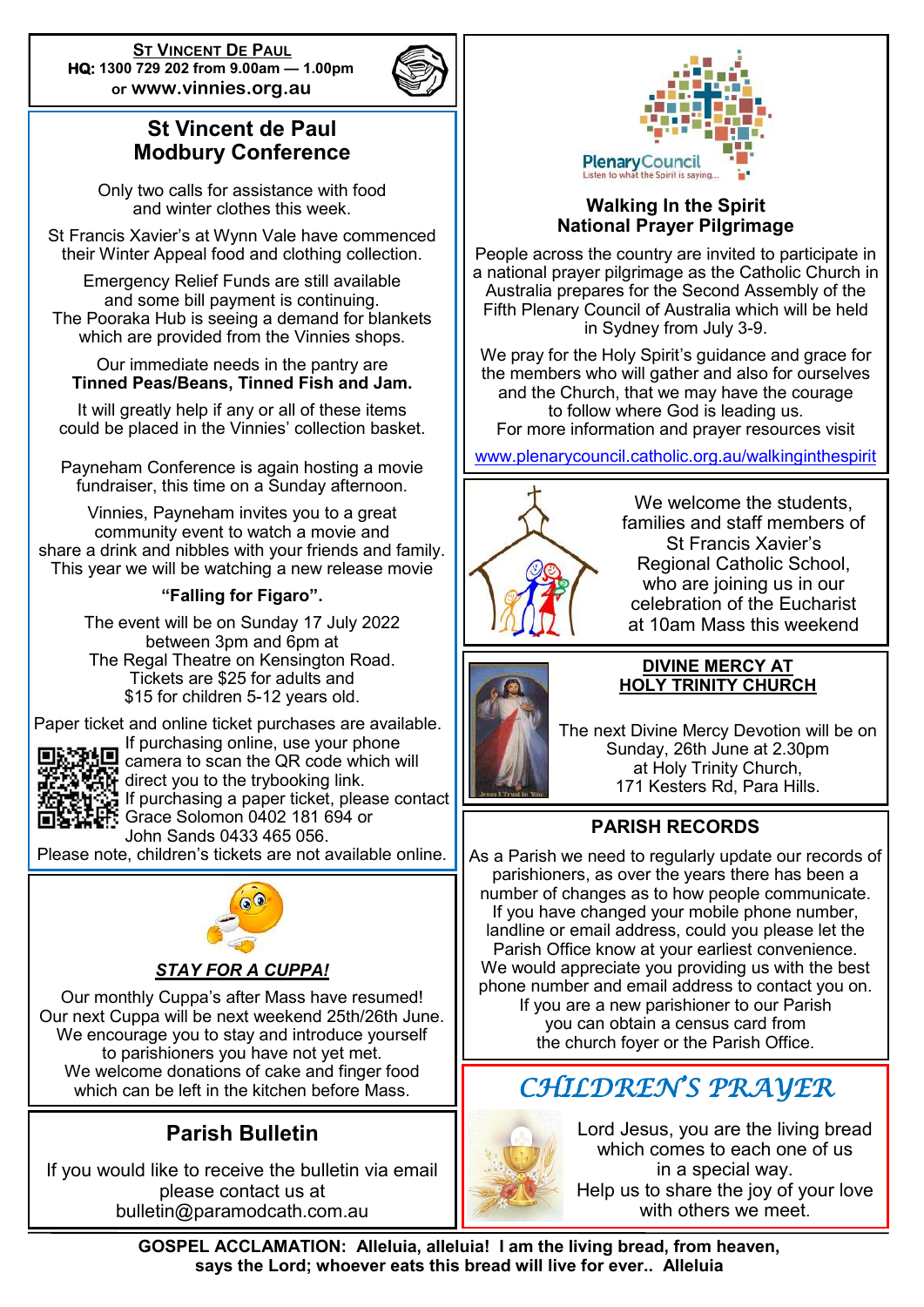**ST VINCENT DE PAUL**
**HQ: 1300 729 202 from 9.00am — 1.00pm**
**or www.vinnies.org.au**

## St Vincent de Paul Modbury Conference

Only two calls for assistance with food and winter clothes this week.

St Francis Xavier's at Wynn Vale have commenced their Winter Appeal food and clothing collection.

Emergency Relief Funds are still available and some bill payment is continuing.
The Pooraka Hub is seeing a demand for blankets which are provided from the Vinnies shops.

Our immediate needs in the pantry are
**Tinned Peas/Beans, Tinned Fish and Jam.**

It will greatly help if any or all of these items could be placed in the Vinnies' collection basket.

Payneham Conference is again hosting a movie fundraiser, this time on a Sunday afternoon.

Vinnies, Payneham invites you to a great community event to watch a movie and share a drink and nibbles with your friends and family. This year we will be watching a new release movie

**"Falling for Figaro".**

The event will be on Sunday 17 July 2022 between 3pm and 6pm at The Regal Theatre on Kensington Road. Tickets are $25 for adults and $15 for children 5-12 years old.

Paper ticket and online ticket purchases are available.
If purchasing online, use your phone camera to scan the QR code which will direct you to the trybooking link.
If purchasing a paper ticket, please contact Grace Solomon 0402 181 694 or John Sands 0433 465 056.
Please note, children's tickets are not available online.

## *STAY FOR A CUPPA!*

Our monthly Cuppa's after Mass have resumed!
Our next Cuppa will be next weekend 25th/26th June.
We encourage you to stay and introduce yourself to parishioners you have not yet met.
We welcome donations of cake and finger food which can be left in the kitchen before Mass.

## Parish Bulletin

If you would like to receive the bulletin via email please contact us at bulletin@paramodcath.com.au

PlenaryCouncil
Listen to what the Spirit is saying...

## Walking In the Spirit National Prayer Pilgrimage

People across the country are invited to participate in a national prayer pilgrimage as the Catholic Church in Australia prepares for the Second Assembly of the Fifth Plenary Council of Australia which will be held in Sydney from July 3-9.

We pray for the Holy Spirit's guidance and grace for the members who will gather and also for ourselves and the Church, that we may have the courage to follow where God is leading us.
For more information and prayer resources visit

www.plenarycouncil.catholic.org.au/walkinginthespirit

We welcome the students, families and staff members of St Francis Xavier's Regional Catholic School, who are joining us in our celebration of the Eucharist at 10am Mass this weekend

## DIVINE MERCY AT HOLY TRINITY CHURCH

The next Divine Mercy Devotion will be on Sunday, 26th June at 2.30pm at Holy Trinity Church, 171 Kesters Rd, Para Hills.

## PARISH RECORDS

As a Parish we need to regularly update our records of parishioners, as over the years there has been a number of changes as to how people communicate. If you have changed your mobile phone number, landline or email address, could you please let the Parish Office know at your earliest convenience. We would appreciate you providing us with the best phone number and email address to contact you on. If you are a new parishioner to our Parish you can obtain a census card from the church foyer or the Parish Office.

## *CHILDREN'S PRAYER*

Lord Jesus, you are the living bread which comes to each one of us in a special way.
Help us to share the joy of your love with others we meet.

**GOSPEL ACCLAMATION: Alleluia, alleluia! I am the living bread, from heaven, says the Lord; whoever eats this bread will live for ever.. Alleluia**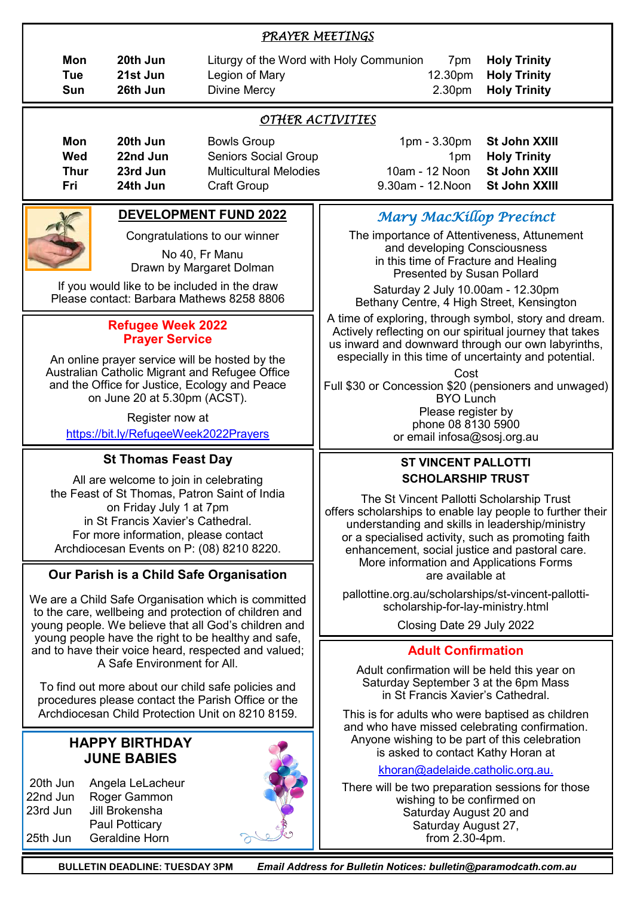## *PRAYER MEETINGS*

| | | | | |
|---|---|---|---|---|
| **Mon** | **20th Jun** | Liturgy of the Word with Holy Communion | 7pm | **Holy Trinity** |
| **Tue** | **21st Jun** | Legion of Mary | 12.30pm | **Holy Trinity** |
| **Sun** | **26th Jun** | Divine Mercy | 2.30pm | **Holy Trinity** |

## *OTHER ACTIVITIES*

| | | | | |
|---|---|---|---|---|
| **Mon** | **20th Jun** | Bowls Group | 1pm - 3.30pm | **St John XXIII** |
| **Wed** | **22nd Jun** | Seniors Social Group | 1pm | **Holy Trinity** |
| **Thur** | **23rd Jun** | Multicultural Melodies | 10am - 12 Noon | **St John XXIII** |
| **Fri** | **24th Jun** | Craft Group | 9.30am - 12.Noon | **St John XXIII** |

### DEVELOPMENT FUND 2022

Congratulations to our winner

No 40, Fr Manu
Drawn by Margaret Dolman

If you would like to be included in the draw
Please contact: Barbara Mathews 8258 8806

### Refugee Week 2022 Prayer Service

An online prayer service will be hosted by the Australian Catholic Migrant and Refugee Office and the Office for Justice, Ecology and Peace on June 20 at 5.30pm (ACST).

Register now at

https://bit.ly/RefugeeWeek2022Prayers

### St Thomas Feast Day

All are welcome to join in celebrating the Feast of St Thomas, Patron Saint of India on Friday July 1 at 7pm in St Francis Xavier's Cathedral.
For more information, please contact Archdiocesan Events on P: (08) 8210 8220.

### Our Parish is a Child Safe Organisation

We are a Child Safe Organisation which is committed to the care, wellbeing and protection of children and young people. We believe that all God's children and young people have the right to be healthy and safe, and to have their voice heard, respected and valued; A Safe Environment for All.

To find out more about our child safe policies and procedures please contact the Parish Office or the Archdiocesan Child Protection Unit on 8210 8159.

### HAPPY BIRTHDAY JUNE BABIES

| | |
|---|---|
| 20th Jun | Angela LeLacheur |
| 22nd Jun | Roger Gammon |
| 23rd Jun | Jill Brokensha |
| | Paul Potticary |
| 25th Jun | Geraldine Horn |

### *Mary MacKillop Precinct*

The importance of Attentiveness, Attunement and developing Consciousness in this time of Fracture and Healing
Presented by Susan Pollard

Saturday 2 July 10.00am - 12.30pm
Bethany Centre, 4 High Street, Kensington

A time of exploring, through symbol, story and dream. Actively reflecting on our spiritual journey that takes us inward and downward through our own labyrinths, especially in this time of uncertainty and potential.

Cost
Full $30 or Concession $20 (pensioners and unwaged)
BYO Lunch
Please register by
phone 08 8130 5900
or email infosa@sosj.org.au

### ST VINCENT PALLOTTI SCHOLARSHIP TRUST

The St Vincent Pallotti Scholarship Trust offers scholarships to enable lay people to further their understanding and skills in leadership/ministry or a specialised activity, such as promoting faith enhancement, social justice and pastoral care.
More information and Applications Forms are available at

pallottine.org.au/scholarships/st-vincent-pallotti-scholarship-for-lay-ministry.html

Closing Date 29 July 2022

### Adult Confirmation

Adult confirmation will be held this year on Saturday September 3 at the 6pm Mass in St Francis Xavier's Cathedral.

This is for adults who were baptised as children and who have missed celebrating confirmation. Anyone wishing to be part of this celebration is asked to contact Kathy Horan at

khoran@adelaide.catholic.org.au.

There will be two preparation sessions for those wishing to be confirmed on Saturday August 20 and Saturday August 27, from 2.30-4pm.

**BULLETIN DEADLINE: TUESDAY 3PM** ***Email Address for Bulletin Notices: bulletin@paramodcath.com.au***